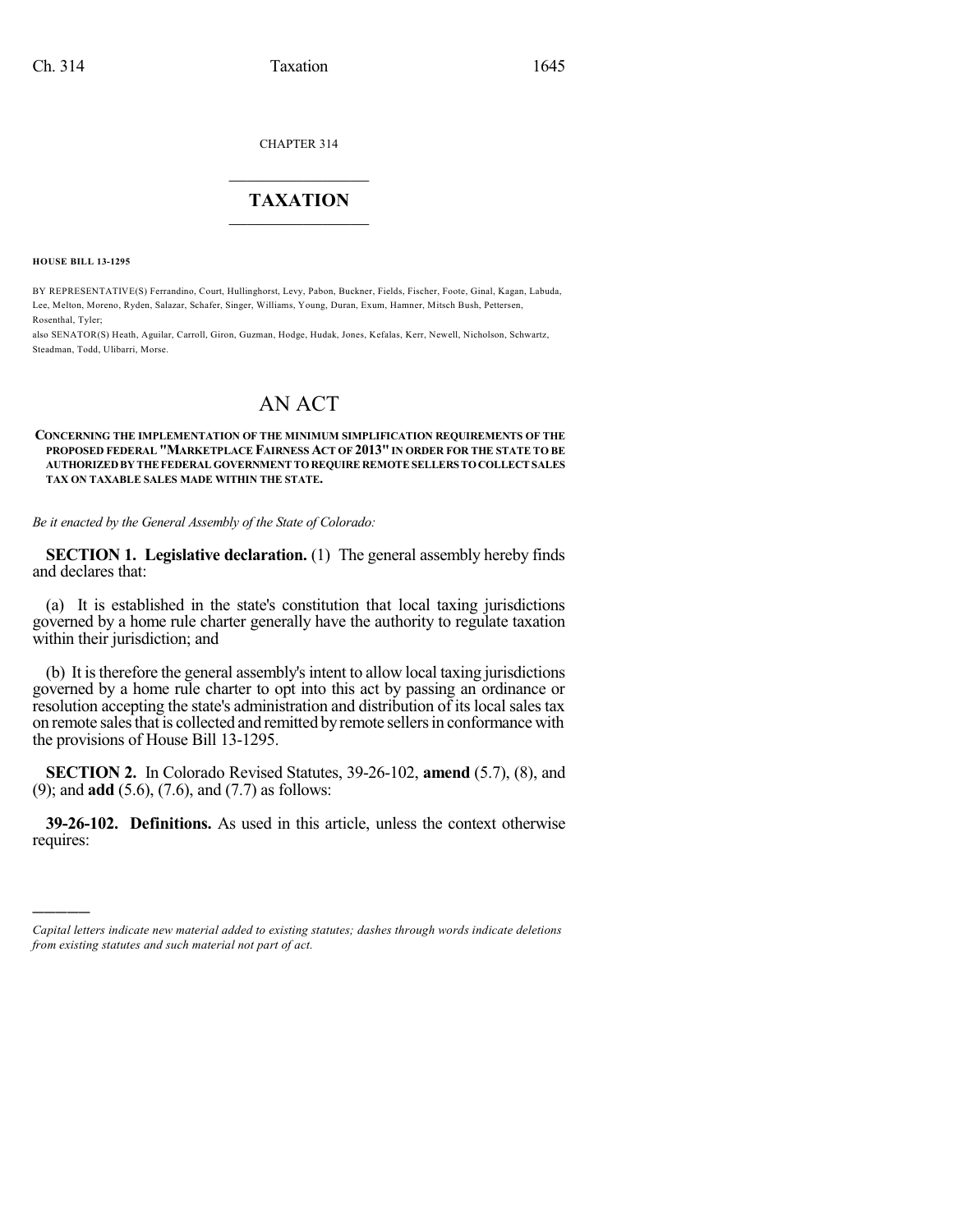CHAPTER 314

# TAXATION

**HOUSE BILL 13-1295**

BY REPRESENTATIVE(S) Ferrandino, Court, Hullinghorst, Levy, Pabon, Buckner, Fields, Fischer, Foote, Ginal, Kagan, Labuda, Lee, Melton, Moreno, Ryden, Salazar, Schafer, Singer, Williams, Young, Duran, Exum, Hamner, Mitsch Bush, Pettersen, Rosenthal, Tyler;
also SENATOR(S) Heath, Aguilar, Carroll, Giron, Guzman, Hodge, Hudak, Jones, Kefalas, Kerr, Newell, Nicholson, Schwartz, Steadman, Todd, Ulibarri, Morse.

# AN ACT

**CONCERNING THE IMPLEMENTATION OF THE MINIMUM SIMPLIFICATION REQUIREMENTS OF THE PROPOSED FEDERAL "MARKETPLACE FAIRNESS ACT OF 2013" IN ORDER FOR THE STATE TO BE AUTHORIZED BY THE FEDERAL GOVERNMENT TO REQUIRE REMOTE SELLERS TO COLLECT SALES TAX ON TAXABLE SALES MADE WITHIN THE STATE.**

*Be it enacted by the General Assembly of the State of Colorado:*

**SECTION 1. Legislative declaration.** (1) The general assembly hereby finds and declares that:

(a) It is established in the state's constitution that local taxing jurisdictions governed by a home rule charter generally have the authority to regulate taxation within their jurisdiction; and

(b) It is therefore the general assembly's intent to allow local taxing jurisdictions governed by a home rule charter to opt into this act by passing an ordinance or resolution accepting the state's administration and distribution of its local sales tax on remote sales that is collected and remitted by remote sellers in conformance with the provisions of House Bill 13-1295.

**SECTION 2.** In Colorado Revised Statutes, 39-26-102, **amend** (5.7), (8), and (9); and **add** (5.6), (7.6), and (7.7) as follows:

**39-26-102. Definitions.** As used in this article, unless the context otherwise requires:

---

*Capital letters indicate new material added to existing statutes; dashes through words indicate deletions from existing statutes and such material not part of act.*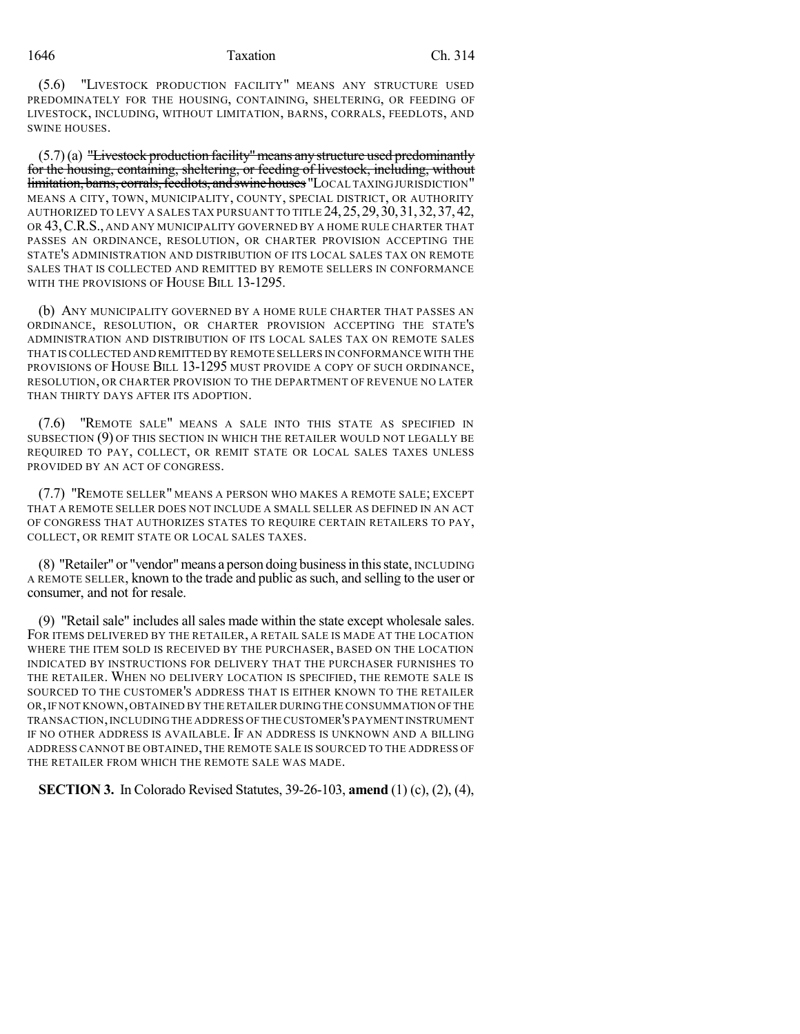(5.6) "LIVESTOCK PRODUCTION FACILITY" MEANS ANY STRUCTURE USED PREDOMINATELY FOR THE HOUSING, CONTAINING, SHELTERING, OR FEEDING OF LIVESTOCK, INCLUDING, WITHOUT LIMITATION, BARNS, CORRALS, FEEDLOTS, AND SWINE HOUSES.

(5.7) (a) ~~"Livestock production facility" means any structure used predominantly for the housing, containing, sheltering, or feeding of livestock, including, without limitation, barns, corrals, feedlots, and swine houses~~ "LOCAL TAXING JURISDICTION" MEANS A CITY, TOWN, MUNICIPALITY, COUNTY, SPECIAL DISTRICT, OR AUTHORITY AUTHORIZED TO LEVY A SALES TAX PURSUANT TO TITLE 24, 25, 29, 30, 31, 32, 37, 42, OR 43, C.R.S., AND ANY MUNICIPALITY GOVERNED BY A HOME RULE CHARTER THAT PASSES AN ORDINANCE, RESOLUTION, OR CHARTER PROVISION ACCEPTING THE STATE'S ADMINISTRATION AND DISTRIBUTION OF ITS LOCAL SALES TAX ON REMOTE SALES THAT IS COLLECTED AND REMITTED BY REMOTE SELLERS IN CONFORMANCE WITH THE PROVISIONS OF HOUSE BILL 13-1295.

(b) ANY MUNICIPALITY GOVERNED BY A HOME RULE CHARTER THAT PASSES AN ORDINANCE, RESOLUTION, OR CHARTER PROVISION ACCEPTING THE STATE'S ADMINISTRATION AND DISTRIBUTION OF ITS LOCAL SALES TAX ON REMOTE SALES THAT IS COLLECTED AND REMITTED BY REMOTE SELLERS IN CONFORMANCE WITH THE PROVISIONS OF HOUSE BILL 13-1295 MUST PROVIDE A COPY OF SUCH ORDINANCE, RESOLUTION, OR CHARTER PROVISION TO THE DEPARTMENT OF REVENUE NO LATER THAN THIRTY DAYS AFTER ITS ADOPTION.

(7.6) "REMOTE SALE" MEANS A SALE INTO THIS STATE AS SPECIFIED IN SUBSECTION (9) OF THIS SECTION IN WHICH THE RETAILER WOULD NOT LEGALLY BE REQUIRED TO PAY, COLLECT, OR REMIT STATE OR LOCAL SALES TAXES UNLESS PROVIDED BY AN ACT OF CONGRESS.

(7.7) "REMOTE SELLER" MEANS A PERSON WHO MAKES A REMOTE SALE; EXCEPT THAT A REMOTE SELLER DOES NOT INCLUDE A SMALL SELLER AS DEFINED IN AN ACT OF CONGRESS THAT AUTHORIZES STATES TO REQUIRE CERTAIN RETAILERS TO PAY, COLLECT, OR REMIT STATE OR LOCAL SALES TAXES.

(8) "Retailer" or "vendor" means a person doing business in this state, INCLUDING A REMOTE SELLER, known to the trade and public as such, and selling to the user or consumer, and not for resale.

(9) "Retail sale" includes all sales made within the state except wholesale sales. FOR ITEMS DELIVERED BY THE RETAILER, A RETAIL SALE IS MADE AT THE LOCATION WHERE THE ITEM SOLD IS RECEIVED BY THE PURCHASER, BASED ON THE LOCATION INDICATED BY INSTRUCTIONS FOR DELIVERY THAT THE PURCHASER FURNISHES TO THE RETAILER. WHEN NO DELIVERY LOCATION IS SPECIFIED, THE REMOTE SALE IS SOURCED TO THE CUSTOMER'S ADDRESS THAT IS EITHER KNOWN TO THE RETAILER OR, IF NOT KNOWN, OBTAINED BY THE RETAILER DURING THE CONSUMMATION OF THE TRANSACTION, INCLUDING THE ADDRESS OF THE CUSTOMER'S PAYMENT INSTRUMENT IF NO OTHER ADDRESS IS AVAILABLE. IF AN ADDRESS IS UNKNOWN AND A BILLING ADDRESS CANNOT BE OBTAINED, THE REMOTE SALE IS SOURCED TO THE ADDRESS OF THE RETAILER FROM WHICH THE REMOTE SALE WAS MADE.

**SECTION 3.** In Colorado Revised Statutes, 39-26-103, **amend** (1) (c), (2), (4),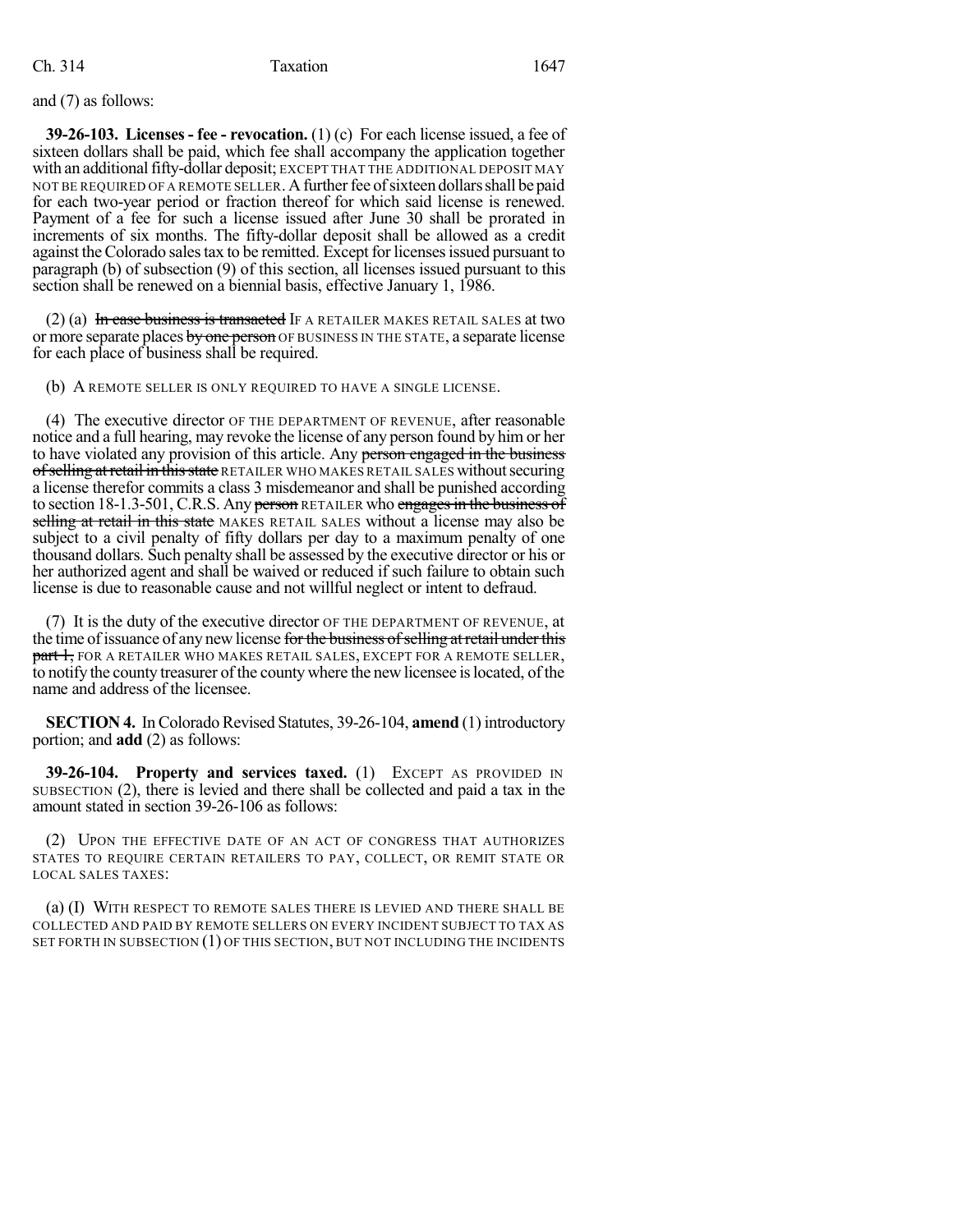and (7) as follows:

**39-26-103. Licenses - fee - revocation.** (1) (c) For each license issued, a fee of sixteen dollars shall be paid, which fee shall accompany the application together with an additional fifty-dollar deposit; EXCEPT THAT THE ADDITIONAL DEPOSIT MAY NOT BE REQUIRED OF A REMOTE SELLER. A further fee of sixteen dollars shall be paid for each two-year period or fraction thereof for which said license is renewed. Payment of a fee for such a license issued after June 30 shall be prorated in increments of six months. The fifty-dollar deposit shall be allowed as a credit against the Colorado sales tax to be remitted. Except for licenses issued pursuant to paragraph (b) of subsection (9) of this section, all licenses issued pursuant to this section shall be renewed on a biennial basis, effective January 1, 1986.

(2) (a) ~~In case business is transacted~~ IF A RETAILER MAKES RETAIL SALES at two or more separate places ~~by one person~~ OF BUSINESS IN THE STATE, a separate license for each place of business shall be required.

(b) A REMOTE SELLER IS ONLY REQUIRED TO HAVE A SINGLE LICENSE.

(4) The executive director OF THE DEPARTMENT OF REVENUE, after reasonable notice and a full hearing, may revoke the license of any person found by him or her to have violated any provision of this article. Any ~~person engaged in the business of selling at retail in this state~~ RETAILER WHO MAKES RETAIL SALES without securing a license therefor commits a class 3 misdemeanor and shall be punished according to section 18-1.3-501, C.R.S. Any ~~person~~ RETAILER who ~~engages in the business of selling at retail in this state~~ MAKES RETAIL SALES without a license may also be subject to a civil penalty of fifty dollars per day to a maximum penalty of one thousand dollars. Such penalty shall be assessed by the executive director or his or her authorized agent and shall be waived or reduced if such failure to obtain such license is due to reasonable cause and not willful neglect or intent to defraud.

(7) It is the duty of the executive director OF THE DEPARTMENT OF REVENUE, at the time of issuance of any new license ~~for the business of selling at retail under this part 1,~~ FOR A RETAILER WHO MAKES RETAIL SALES, EXCEPT FOR A REMOTE SELLER, to notify the county treasurer of the county where the new licensee is located, of the name and address of the licensee.

**SECTION 4.** In Colorado Revised Statutes, 39-26-104, **amend** (1) introductory portion; and **add** (2) as follows:

**39-26-104. Property and services taxed.** (1) EXCEPT AS PROVIDED IN SUBSECTION (2), there is levied and there shall be collected and paid a tax in the amount stated in section 39-26-106 as follows:

(2) UPON THE EFFECTIVE DATE OF AN ACT OF CONGRESS THAT AUTHORIZES STATES TO REQUIRE CERTAIN RETAILERS TO PAY, COLLECT, OR REMIT STATE OR LOCAL SALES TAXES:

(a) (I) WITH RESPECT TO REMOTE SALES THERE IS LEVIED AND THERE SHALL BE COLLECTED AND PAID BY REMOTE SELLERS ON EVERY INCIDENT SUBJECT TO TAX AS SET FORTH IN SUBSECTION (1) OF THIS SECTION, BUT NOT INCLUDING THE INCIDENTS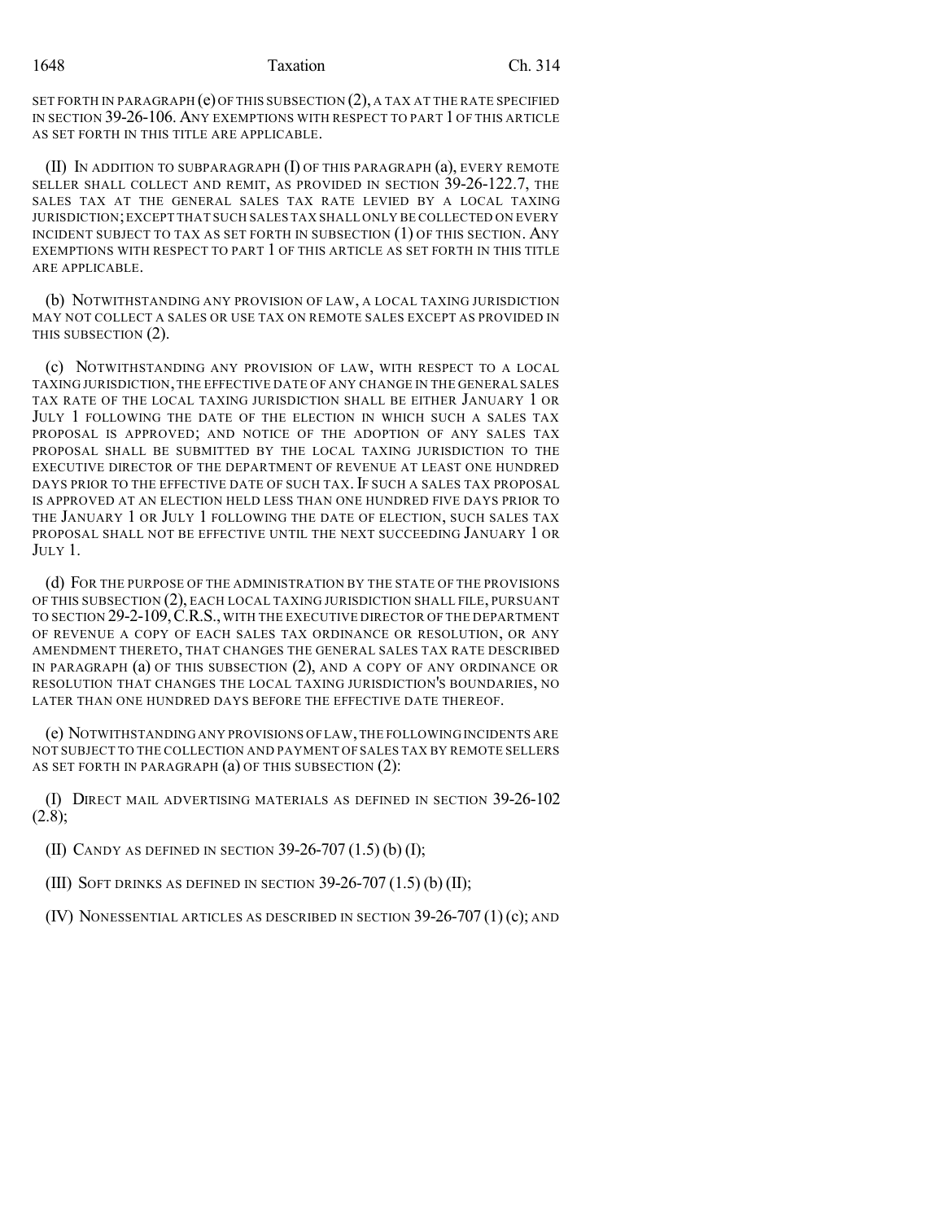SET FORTH IN PARAGRAPH (e) OF THIS SUBSECTION (2), A TAX AT THE RATE SPECIFIED IN SECTION 39-26-106. ANY EXEMPTIONS WITH RESPECT TO PART 1 OF THIS ARTICLE AS SET FORTH IN THIS TITLE ARE APPLICABLE.

(II) IN ADDITION TO SUBPARAGRAPH (I) OF THIS PARAGRAPH (a), EVERY REMOTE SELLER SHALL COLLECT AND REMIT, AS PROVIDED IN SECTION 39-26-122.7, THE SALES TAX AT THE GENERAL SALES TAX RATE LEVIED BY A LOCAL TAXING JURISDICTION; EXCEPT THAT SUCH SALES TAX SHALL ONLY BE COLLECTED ON EVERY INCIDENT SUBJECT TO TAX AS SET FORTH IN SUBSECTION (1) OF THIS SECTION. ANY EXEMPTIONS WITH RESPECT TO PART 1 OF THIS ARTICLE AS SET FORTH IN THIS TITLE ARE APPLICABLE.

(b) NOTWITHSTANDING ANY PROVISION OF LAW, A LOCAL TAXING JURISDICTION MAY NOT COLLECT A SALES OR USE TAX ON REMOTE SALES EXCEPT AS PROVIDED IN THIS SUBSECTION (2).

(c) NOTWITHSTANDING ANY PROVISION OF LAW, WITH RESPECT TO A LOCAL TAXING JURISDICTION, THE EFFECTIVE DATE OF ANY CHANGE IN THE GENERAL SALES TAX RATE OF THE LOCAL TAXING JURISDICTION SHALL BE EITHER JANUARY 1 OR JULY 1 FOLLOWING THE DATE OF THE ELECTION IN WHICH SUCH A SALES TAX PROPOSAL IS APPROVED; AND NOTICE OF THE ADOPTION OF ANY SALES TAX PROPOSAL SHALL BE SUBMITTED BY THE LOCAL TAXING JURISDICTION TO THE EXECUTIVE DIRECTOR OF THE DEPARTMENT OF REVENUE AT LEAST ONE HUNDRED DAYS PRIOR TO THE EFFECTIVE DATE OF SUCH TAX. IF SUCH A SALES TAX PROPOSAL IS APPROVED AT AN ELECTION HELD LESS THAN ONE HUNDRED FIVE DAYS PRIOR TO THE JANUARY 1 OR JULY 1 FOLLOWING THE DATE OF ELECTION, SUCH SALES TAX PROPOSAL SHALL NOT BE EFFECTIVE UNTIL THE NEXT SUCCEEDING JANUARY 1 OR JULY 1.

(d) FOR THE PURPOSE OF THE ADMINISTRATION BY THE STATE OF THE PROVISIONS OF THIS SUBSECTION (2), EACH LOCAL TAXING JURISDICTION SHALL FILE, PURSUANT TO SECTION 29-2-109, C.R.S., WITH THE EXECUTIVE DIRECTOR OF THE DEPARTMENT OF REVENUE A COPY OF EACH SALES TAX ORDINANCE OR RESOLUTION, OR ANY AMENDMENT THERETO, THAT CHANGES THE GENERAL SALES TAX RATE DESCRIBED IN PARAGRAPH (a) OF THIS SUBSECTION (2), AND A COPY OF ANY ORDINANCE OR RESOLUTION THAT CHANGES THE LOCAL TAXING JURISDICTION'S BOUNDARIES, NO LATER THAN ONE HUNDRED DAYS BEFORE THE EFFECTIVE DATE THEREOF.

(e) NOTWITHSTANDING ANY PROVISIONS OF LAW, THE FOLLOWING INCIDENTS ARE NOT SUBJECT TO THE COLLECTION AND PAYMENT OF SALES TAX BY REMOTE SELLERS AS SET FORTH IN PARAGRAPH (a) OF THIS SUBSECTION (2):

(I) DIRECT MAIL ADVERTISING MATERIALS AS DEFINED IN SECTION 39-26-102 (2.8);

(II) CANDY AS DEFINED IN SECTION 39-26-707 (1.5) (b) (I);

(III) SOFT DRINKS AS DEFINED IN SECTION 39-26-707 (1.5) (b) (II);

(IV) NONESSENTIAL ARTICLES AS DESCRIBED IN SECTION 39-26-707 (1) (c); AND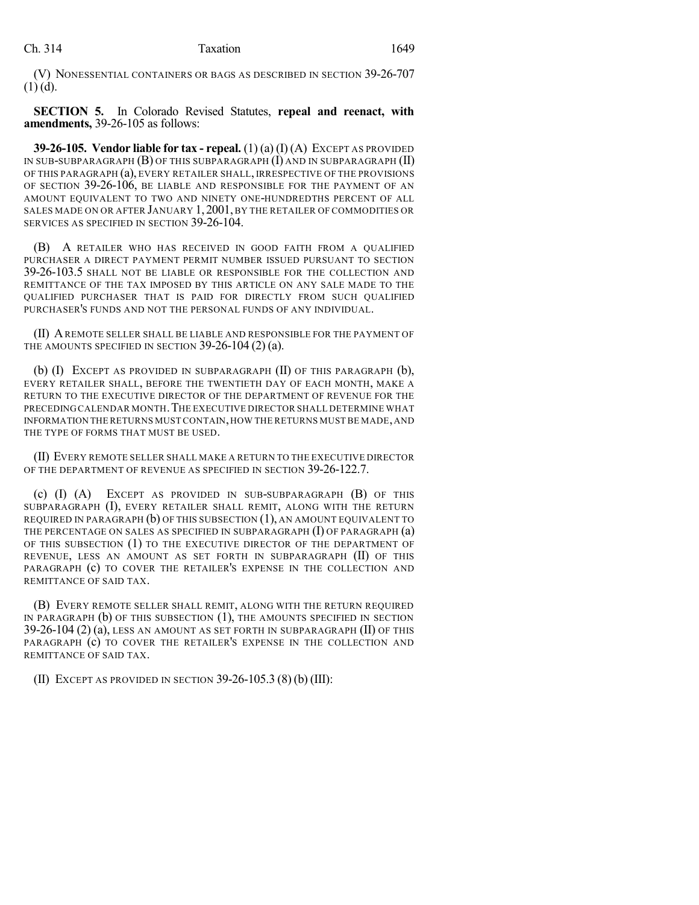(V) NONESSENTIAL CONTAINERS OR BAGS AS DESCRIBED IN SECTION 39-26-707 (1) (d).

**SECTION 5.** In Colorado Revised Statutes, **repeal and reenact, with amendments,** 39-26-105 as follows:

**39-26-105. Vendor liable for tax - repeal.** (1) (a) (I) (A) EXCEPT AS PROVIDED IN SUB-SUBPARAGRAPH (B) OF THIS SUBPARAGRAPH (I) AND IN SUBPARAGRAPH (II) OF THIS PARAGRAPH (a), EVERY RETAILER SHALL, IRRESPECTIVE OF THE PROVISIONS OF SECTION 39-26-106, BE LIABLE AND RESPONSIBLE FOR THE PAYMENT OF AN AMOUNT EQUIVALENT TO TWO AND NINETY ONE-HUNDREDTHS PERCENT OF ALL SALES MADE ON OR AFTER JANUARY 1, 2001, BY THE RETAILER OF COMMODITIES OR SERVICES AS SPECIFIED IN SECTION 39-26-104.

(B) A RETAILER WHO HAS RECEIVED IN GOOD FAITH FROM A QUALIFIED PURCHASER A DIRECT PAYMENT PERMIT NUMBER ISSUED PURSUANT TO SECTION 39-26-103.5 SHALL NOT BE LIABLE OR RESPONSIBLE FOR THE COLLECTION AND REMITTANCE OF THE TAX IMPOSED BY THIS ARTICLE ON ANY SALE MADE TO THE QUALIFIED PURCHASER THAT IS PAID FOR DIRECTLY FROM SUCH QUALIFIED PURCHASER'S FUNDS AND NOT THE PERSONAL FUNDS OF ANY INDIVIDUAL.

(II) A REMOTE SELLER SHALL BE LIABLE AND RESPONSIBLE FOR THE PAYMENT OF THE AMOUNTS SPECIFIED IN SECTION 39-26-104 (2) (a).

(b) (I) EXCEPT AS PROVIDED IN SUBPARAGRAPH (II) OF THIS PARAGRAPH (b), EVERY RETAILER SHALL, BEFORE THE TWENTIETH DAY OF EACH MONTH, MAKE A RETURN TO THE EXECUTIVE DIRECTOR OF THE DEPARTMENT OF REVENUE FOR THE PRECEDING CALENDAR MONTH. THE EXECUTIVE DIRECTOR SHALL DETERMINE WHAT INFORMATION THE RETURNS MUST CONTAIN, HOW THE RETURNS MUST BE MADE, AND THE TYPE OF FORMS THAT MUST BE USED.

(II) EVERY REMOTE SELLER SHALL MAKE A RETURN TO THE EXECUTIVE DIRECTOR OF THE DEPARTMENT OF REVENUE AS SPECIFIED IN SECTION 39-26-122.7.

(c) (I) (A) EXCEPT AS PROVIDED IN SUB-SUBPARAGRAPH (B) OF THIS SUBPARAGRAPH (I), EVERY RETAILER SHALL REMIT, ALONG WITH THE RETURN REQUIRED IN PARAGRAPH (b) OF THIS SUBSECTION (1), AN AMOUNT EQUIVALENT TO THE PERCENTAGE ON SALES AS SPECIFIED IN SUBPARAGRAPH (I) OF PARAGRAPH (a) OF THIS SUBSECTION (1) TO THE EXECUTIVE DIRECTOR OF THE DEPARTMENT OF REVENUE, LESS AN AMOUNT AS SET FORTH IN SUBPARAGRAPH (II) OF THIS PARAGRAPH (c) TO COVER THE RETAILER'S EXPENSE IN THE COLLECTION AND REMITTANCE OF SAID TAX.

(B) EVERY REMOTE SELLER SHALL REMIT, ALONG WITH THE RETURN REQUIRED IN PARAGRAPH (b) OF THIS SUBSECTION (1), THE AMOUNTS SPECIFIED IN SECTION 39-26-104 (2) (a), LESS AN AMOUNT AS SET FORTH IN SUBPARAGRAPH (II) OF THIS PARAGRAPH (c) TO COVER THE RETAILER'S EXPENSE IN THE COLLECTION AND REMITTANCE OF SAID TAX.

(II) EXCEPT AS PROVIDED IN SECTION 39-26-105.3 (8) (b) (III):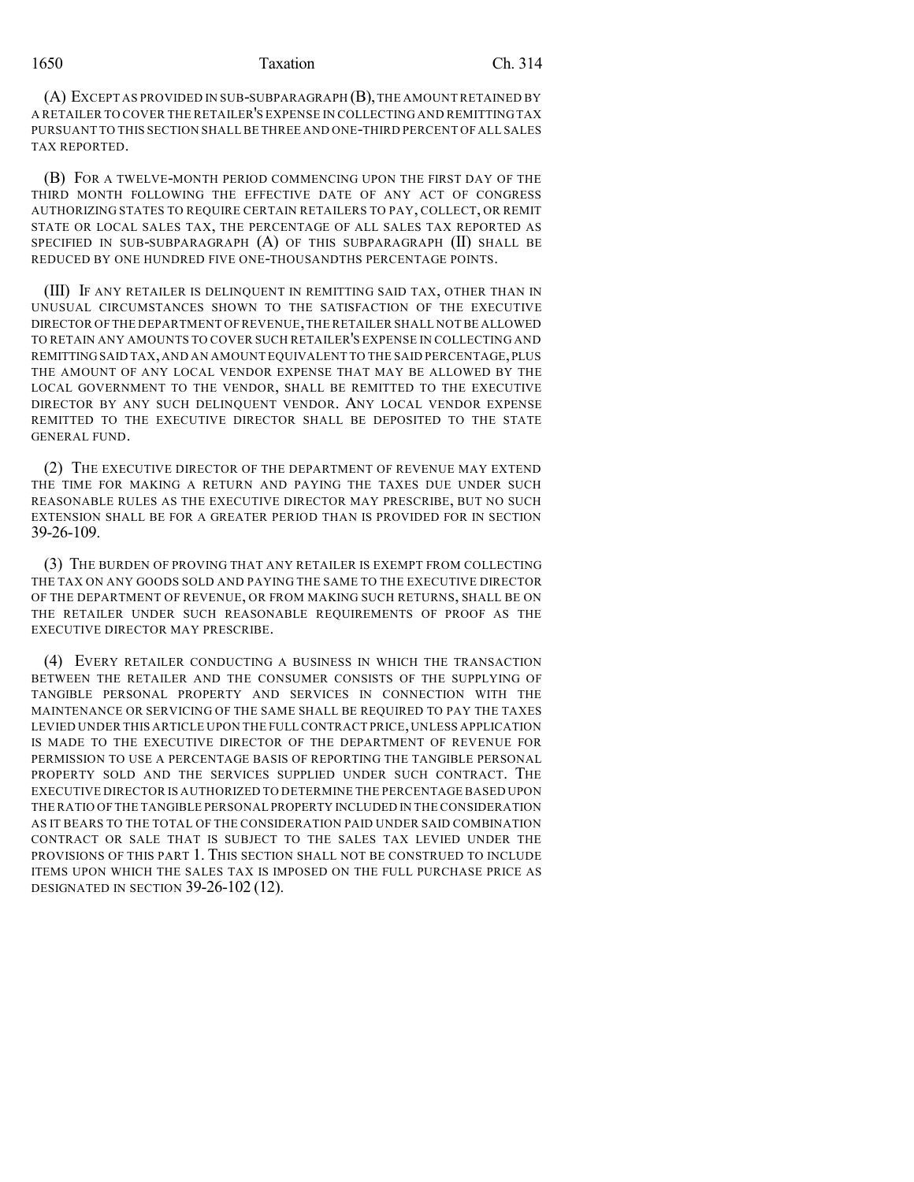(A) EXCEPT AS PROVIDED IN SUB-SUBPARAGRAPH (B), THE AMOUNT RETAINED BY A RETAILER TO COVER THE RETAILER'S EXPENSE IN COLLECTING AND REMITTING TAX PURSUANT TO THIS SECTION SHALL BE THREE AND ONE-THIRD PERCENT OF ALL SALES TAX REPORTED.

(B) FOR A TWELVE-MONTH PERIOD COMMENCING UPON THE FIRST DAY OF THE THIRD MONTH FOLLOWING THE EFFECTIVE DATE OF ANY ACT OF CONGRESS AUTHORIZING STATES TO REQUIRE CERTAIN RETAILERS TO PAY, COLLECT, OR REMIT STATE OR LOCAL SALES TAX, THE PERCENTAGE OF ALL SALES TAX REPORTED AS SPECIFIED IN SUB-SUBPARAGRAPH (A) OF THIS SUBPARAGRAPH (II) SHALL BE REDUCED BY ONE HUNDRED FIVE ONE-THOUSANDTHS PERCENTAGE POINTS.

(III) IF ANY RETAILER IS DELINQUENT IN REMITTING SAID TAX, OTHER THAN IN UNUSUAL CIRCUMSTANCES SHOWN TO THE SATISFACTION OF THE EXECUTIVE DIRECTOR OF THE DEPARTMENT OF REVENUE, THE RETAILER SHALL NOT BE ALLOWED TO RETAIN ANY AMOUNTS TO COVER SUCH RETAILER'S EXPENSE IN COLLECTING AND REMITTING SAID TAX, AND AN AMOUNT EQUIVALENT TO THE SAID PERCENTAGE, PLUS THE AMOUNT OF ANY LOCAL VENDOR EXPENSE THAT MAY BE ALLOWED BY THE LOCAL GOVERNMENT TO THE VENDOR, SHALL BE REMITTED TO THE EXECUTIVE DIRECTOR BY ANY SUCH DELINQUENT VENDOR. ANY LOCAL VENDOR EXPENSE REMITTED TO THE EXECUTIVE DIRECTOR SHALL BE DEPOSITED TO THE STATE GENERAL FUND.

(2) THE EXECUTIVE DIRECTOR OF THE DEPARTMENT OF REVENUE MAY EXTEND THE TIME FOR MAKING A RETURN AND PAYING THE TAXES DUE UNDER SUCH REASONABLE RULES AS THE EXECUTIVE DIRECTOR MAY PRESCRIBE, BUT NO SUCH EXTENSION SHALL BE FOR A GREATER PERIOD THAN IS PROVIDED FOR IN SECTION 39-26-109.

(3) THE BURDEN OF PROVING THAT ANY RETAILER IS EXEMPT FROM COLLECTING THE TAX ON ANY GOODS SOLD AND PAYING THE SAME TO THE EXECUTIVE DIRECTOR OF THE DEPARTMENT OF REVENUE, OR FROM MAKING SUCH RETURNS, SHALL BE ON THE RETAILER UNDER SUCH REASONABLE REQUIREMENTS OF PROOF AS THE EXECUTIVE DIRECTOR MAY PRESCRIBE.

(4) EVERY RETAILER CONDUCTING A BUSINESS IN WHICH THE TRANSACTION BETWEEN THE RETAILER AND THE CONSUMER CONSISTS OF THE SUPPLYING OF TANGIBLE PERSONAL PROPERTY AND SERVICES IN CONNECTION WITH THE MAINTENANCE OR SERVICING OF THE SAME SHALL BE REQUIRED TO PAY THE TAXES LEVIED UNDER THIS ARTICLE UPON THE FULL CONTRACT PRICE, UNLESS APPLICATION IS MADE TO THE EXECUTIVE DIRECTOR OF THE DEPARTMENT OF REVENUE FOR PERMISSION TO USE A PERCENTAGE BASIS OF REPORTING THE TANGIBLE PERSONAL PROPERTY SOLD AND THE SERVICES SUPPLIED UNDER SUCH CONTRACT. THE EXECUTIVE DIRECTOR IS AUTHORIZED TO DETERMINE THE PERCENTAGE BASED UPON THE RATIO OF THE TANGIBLE PERSONAL PROPERTY INCLUDED IN THE CONSIDERATION AS IT BEARS TO THE TOTAL OF THE CONSIDERATION PAID UNDER SAID COMBINATION CONTRACT OR SALE THAT IS SUBJECT TO THE SALES TAX LEVIED UNDER THE PROVISIONS OF THIS PART 1. THIS SECTION SHALL NOT BE CONSTRUED TO INCLUDE ITEMS UPON WHICH THE SALES TAX IS IMPOSED ON THE FULL PURCHASE PRICE AS DESIGNATED IN SECTION 39-26-102 (12).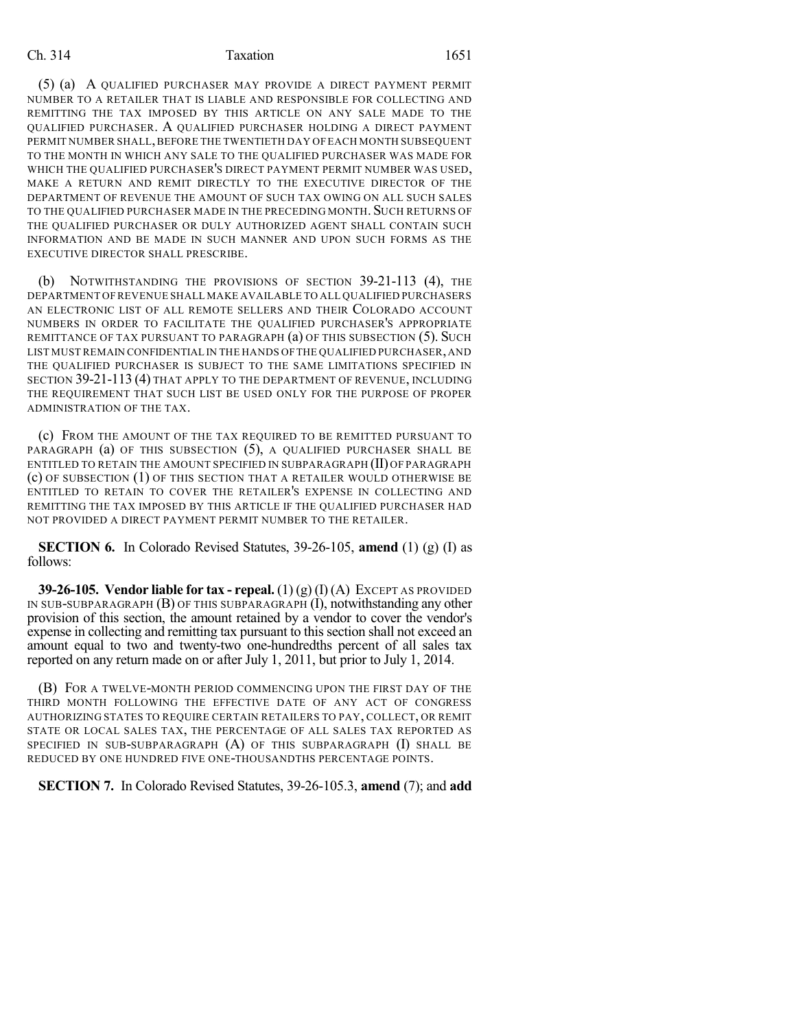(5) (a) A QUALIFIED PURCHASER MAY PROVIDE A DIRECT PAYMENT PERMIT NUMBER TO A RETAILER THAT IS LIABLE AND RESPONSIBLE FOR COLLECTING AND REMITTING THE TAX IMPOSED BY THIS ARTICLE ON ANY SALE MADE TO THE QUALIFIED PURCHASER. A QUALIFIED PURCHASER HOLDING A DIRECT PAYMENT PERMIT NUMBER SHALL, BEFORE THE TWENTIETH DAY OF EACH MONTH SUBSEQUENT TO THE MONTH IN WHICH ANY SALE TO THE QUALIFIED PURCHASER WAS MADE FOR WHICH THE QUALIFIED PURCHASER'S DIRECT PAYMENT PERMIT NUMBER WAS USED, MAKE A RETURN AND REMIT DIRECTLY TO THE EXECUTIVE DIRECTOR OF THE DEPARTMENT OF REVENUE THE AMOUNT OF SUCH TAX OWING ON ALL SUCH SALES TO THE QUALIFIED PURCHASER MADE IN THE PRECEDING MONTH. SUCH RETURNS OF THE QUALIFIED PURCHASER OR DULY AUTHORIZED AGENT SHALL CONTAIN SUCH INFORMATION AND BE MADE IN SUCH MANNER AND UPON SUCH FORMS AS THE EXECUTIVE DIRECTOR SHALL PRESCRIBE.

(b) NOTWITHSTANDING THE PROVISIONS OF SECTION 39-21-113 (4), THE DEPARTMENT OF REVENUE SHALL MAKE AVAILABLE TO ALL QUALIFIED PURCHASERS AN ELECTRONIC LIST OF ALL REMOTE SELLERS AND THEIR COLORADO ACCOUNT NUMBERS IN ORDER TO FACILITATE THE QUALIFIED PURCHASER'S APPROPRIATE REMITTANCE OF TAX PURSUANT TO PARAGRAPH (a) OF THIS SUBSECTION (5). SUCH LIST MUST REMAIN CONFIDENTIAL IN THE HANDS OF THE QUALIFIED PURCHASER, AND THE QUALIFIED PURCHASER IS SUBJECT TO THE SAME LIMITATIONS SPECIFIED IN SECTION 39-21-113 (4) THAT APPLY TO THE DEPARTMENT OF REVENUE, INCLUDING THE REQUIREMENT THAT SUCH LIST BE USED ONLY FOR THE PURPOSE OF PROPER ADMINISTRATION OF THE TAX.

(c) FROM THE AMOUNT OF THE TAX REQUIRED TO BE REMITTED PURSUANT TO PARAGRAPH (a) OF THIS SUBSECTION (5), A QUALIFIED PURCHASER SHALL BE ENTITLED TO RETAIN THE AMOUNT SPECIFIED IN SUBPARAGRAPH (II) OF PARAGRAPH (c) OF SUBSECTION (1) OF THIS SECTION THAT A RETAILER WOULD OTHERWISE BE ENTITLED TO RETAIN TO COVER THE RETAILER'S EXPENSE IN COLLECTING AND REMITTING THE TAX IMPOSED BY THIS ARTICLE IF THE QUALIFIED PURCHASER HAD NOT PROVIDED A DIRECT PAYMENT PERMIT NUMBER TO THE RETAILER.

**SECTION 6.** In Colorado Revised Statutes, 39-26-105, **amend** (1) (g) (I) as follows:

**39-26-105. Vendor liable for tax - repeal.** (1) (g) (I) (A) EXCEPT AS PROVIDED IN SUB-SUBPARAGRAPH (B) OF THIS SUBPARAGRAPH (I), notwithstanding any other provision of this section, the amount retained by a vendor to cover the vendor's expense in collecting and remitting tax pursuant to this section shall not exceed an amount equal to two and twenty-two one-hundredths percent of all sales tax reported on any return made on or after July 1, 2011, but prior to July 1, 2014.

(B) FOR A TWELVE-MONTH PERIOD COMMENCING UPON THE FIRST DAY OF THE THIRD MONTH FOLLOWING THE EFFECTIVE DATE OF ANY ACT OF CONGRESS AUTHORIZING STATES TO REQUIRE CERTAIN RETAILERS TO PAY, COLLECT, OR REMIT STATE OR LOCAL SALES TAX, THE PERCENTAGE OF ALL SALES TAX REPORTED AS SPECIFIED IN SUB-SUBPARAGRAPH (A) OF THIS SUBPARAGRAPH (I) SHALL BE REDUCED BY ONE HUNDRED FIVE ONE-THOUSANDTHS PERCENTAGE POINTS.

**SECTION 7.** In Colorado Revised Statutes, 39-26-105.3, **amend** (7); and **add**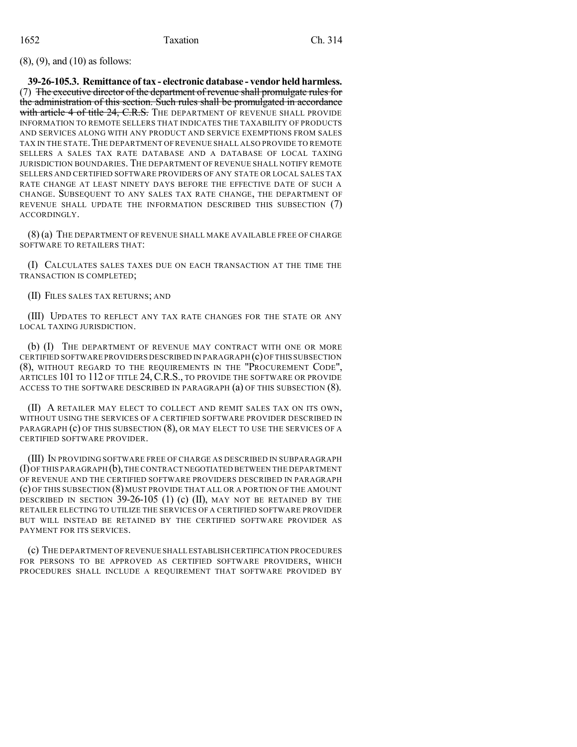(8), (9), and (10) as follows:

**39-26-105.3. Remittance of tax - electronic database - vendor held harmless.** (7) ~~The executive director of the department of revenue shall promulgate rules for the administration of this section. Such rules shall be promulgated in accordance with article 4 of title 24, C.R.S.~~ THE DEPARTMENT OF REVENUE SHALL PROVIDE INFORMATION TO REMOTE SELLERS THAT INDICATES THE TAXABILITY OF PRODUCTS AND SERVICES ALONG WITH ANY PRODUCT AND SERVICE EXEMPTIONS FROM SALES TAX IN THE STATE. THE DEPARTMENT OF REVENUE SHALL ALSO PROVIDE TO REMOTE SELLERS A SALES TAX RATE DATABASE AND A DATABASE OF LOCAL TAXING JURISDICTION BOUNDARIES. THE DEPARTMENT OF REVENUE SHALL NOTIFY REMOTE SELLERS AND CERTIFIED SOFTWARE PROVIDERS OF ANY STATE OR LOCAL SALES TAX RATE CHANGE AT LEAST NINETY DAYS BEFORE THE EFFECTIVE DATE OF SUCH A CHANGE. SUBSEQUENT TO ANY SALES TAX RATE CHANGE, THE DEPARTMENT OF REVENUE SHALL UPDATE THE INFORMATION DESCRIBED THIS SUBSECTION (7) ACCORDINGLY.

(8) (a) THE DEPARTMENT OF REVENUE SHALL MAKE AVAILABLE FREE OF CHARGE SOFTWARE TO RETAILERS THAT:

(I) CALCULATES SALES TAXES DUE ON EACH TRANSACTION AT THE TIME THE TRANSACTION IS COMPLETED;

(II) FILES SALES TAX RETURNS; AND

(III) UPDATES TO REFLECT ANY TAX RATE CHANGES FOR THE STATE OR ANY LOCAL TAXING JURISDICTION.

(b) (I) THE DEPARTMENT OF REVENUE MAY CONTRACT WITH ONE OR MORE CERTIFIED SOFTWARE PROVIDERS DESCRIBED IN PARAGRAPH (c) OF THIS SUBSECTION (8), WITHOUT REGARD TO THE REQUIREMENTS IN THE "PROCUREMENT CODE", ARTICLES 101 TO 112 OF TITLE 24, C.R.S., TO PROVIDE THE SOFTWARE OR PROVIDE ACCESS TO THE SOFTWARE DESCRIBED IN PARAGRAPH (a) OF THIS SUBSECTION (8).

(II) A RETAILER MAY ELECT TO COLLECT AND REMIT SALES TAX ON ITS OWN, WITHOUT USING THE SERVICES OF A CERTIFIED SOFTWARE PROVIDER DESCRIBED IN PARAGRAPH (c) OF THIS SUBSECTION (8), OR MAY ELECT TO USE THE SERVICES OF A CERTIFIED SOFTWARE PROVIDER.

(III) IN PROVIDING SOFTWARE FREE OF CHARGE AS DESCRIBED IN SUBPARAGRAPH (I) OF THIS PARAGRAPH (b), THE CONTRACT NEGOTIATED BETWEEN THE DEPARTMENT OF REVENUE AND THE CERTIFIED SOFTWARE PROVIDERS DESCRIBED IN PARAGRAPH (c) OF THIS SUBSECTION (8) MUST PROVIDE THAT ALL OR A PORTION OF THE AMOUNT DESCRIBED IN SECTION 39-26-105 (1) (c) (II), MAY NOT BE RETAINED BY THE RETAILER ELECTING TO UTILIZE THE SERVICES OF A CERTIFIED SOFTWARE PROVIDER BUT WILL INSTEAD BE RETAINED BY THE CERTIFIED SOFTWARE PROVIDER AS PAYMENT FOR ITS SERVICES.

(c) THE DEPARTMENT OF REVENUE SHALL ESTABLISH CERTIFICATION PROCEDURES FOR PERSONS TO BE APPROVED AS CERTIFIED SOFTWARE PROVIDERS, WHICH PROCEDURES SHALL INCLUDE A REQUIREMENT THAT SOFTWARE PROVIDED BY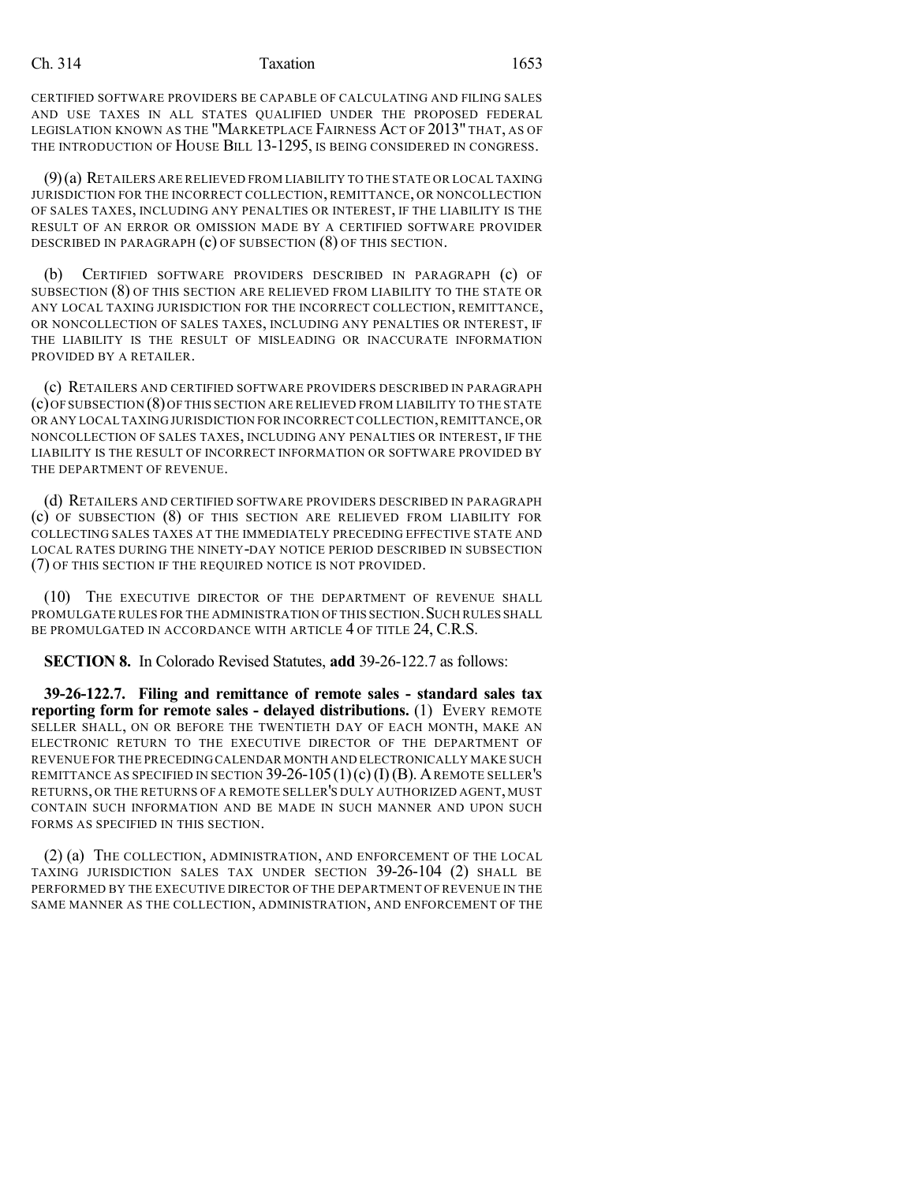CERTIFIED SOFTWARE PROVIDERS BE CAPABLE OF CALCULATING AND FILING SALES AND USE TAXES IN ALL STATES QUALIFIED UNDER THE PROPOSED FEDERAL LEGISLATION KNOWN AS THE "MARKETPLACE FAIRNESS ACT OF 2013" THAT, AS OF THE INTRODUCTION OF HOUSE BILL 13-1295, IS BEING CONSIDERED IN CONGRESS.

(9) (a) RETAILERS ARE RELIEVED FROM LIABILITY TO THE STATE OR LOCAL TAXING JURISDICTION FOR THE INCORRECT COLLECTION, REMITTANCE, OR NONCOLLECTION OF SALES TAXES, INCLUDING ANY PENALTIES OR INTEREST, IF THE LIABILITY IS THE RESULT OF AN ERROR OR OMISSION MADE BY A CERTIFIED SOFTWARE PROVIDER DESCRIBED IN PARAGRAPH (c) OF SUBSECTION (8) OF THIS SECTION.

(b) CERTIFIED SOFTWARE PROVIDERS DESCRIBED IN PARAGRAPH (c) OF SUBSECTION (8) OF THIS SECTION ARE RELIEVED FROM LIABILITY TO THE STATE OR ANY LOCAL TAXING JURISDICTION FOR THE INCORRECT COLLECTION, REMITTANCE, OR NONCOLLECTION OF SALES TAXES, INCLUDING ANY PENALTIES OR INTEREST, IF THE LIABILITY IS THE RESULT OF MISLEADING OR INACCURATE INFORMATION PROVIDED BY A RETAILER.

(c) RETAILERS AND CERTIFIED SOFTWARE PROVIDERS DESCRIBED IN PARAGRAPH (c) OF SUBSECTION (8) OF THIS SECTION ARE RELIEVED FROM LIABILITY TO THE STATE OR ANY LOCAL TAXING JURISDICTION FOR INCORRECT COLLECTION, REMITTANCE, OR NONCOLLECTION OF SALES TAXES, INCLUDING ANY PENALTIES OR INTEREST, IF THE LIABILITY IS THE RESULT OF INCORRECT INFORMATION OR SOFTWARE PROVIDED BY THE DEPARTMENT OF REVENUE.

(d) RETAILERS AND CERTIFIED SOFTWARE PROVIDERS DESCRIBED IN PARAGRAPH (c) OF SUBSECTION (8) OF THIS SECTION ARE RELIEVED FROM LIABILITY FOR COLLECTING SALES TAXES AT THE IMMEDIATELY PRECEDING EFFECTIVE STATE AND LOCAL RATES DURING THE NINETY-DAY NOTICE PERIOD DESCRIBED IN SUBSECTION (7) OF THIS SECTION IF THE REQUIRED NOTICE IS NOT PROVIDED.

(10) THE EXECUTIVE DIRECTOR OF THE DEPARTMENT OF REVENUE SHALL PROMULGATE RULES FOR THE ADMINISTRATION OF THIS SECTION. SUCH RULES SHALL BE PROMULGATED IN ACCORDANCE WITH ARTICLE 4 OF TITLE 24, C.R.S.

**SECTION 8.** In Colorado Revised Statutes, **add** 39-26-122.7 as follows:

**39-26-122.7. Filing and remittance of remote sales - standard sales tax reporting form for remote sales - delayed distributions.** (1) EVERY REMOTE SELLER SHALL, ON OR BEFORE THE TWENTIETH DAY OF EACH MONTH, MAKE AN ELECTRONIC RETURN TO THE EXECUTIVE DIRECTOR OF THE DEPARTMENT OF REVENUE FOR THE PRECEDING CALENDAR MONTH AND ELECTRONICALLY MAKE SUCH REMITTANCE AS SPECIFIED IN SECTION 39-26-105 (1) (c) (I) (B). A REMOTE SELLER'S RETURNS, OR THE RETURNS OF A REMOTE SELLER'S DULY AUTHORIZED AGENT, MUST CONTAIN SUCH INFORMATION AND BE MADE IN SUCH MANNER AND UPON SUCH FORMS AS SPECIFIED IN THIS SECTION.

(2) (a) THE COLLECTION, ADMINISTRATION, AND ENFORCEMENT OF THE LOCAL TAXING JURISDICTION SALES TAX UNDER SECTION 39-26-104 (2) SHALL BE PERFORMED BY THE EXECUTIVE DIRECTOR OF THE DEPARTMENT OF REVENUE IN THE SAME MANNER AS THE COLLECTION, ADMINISTRATION, AND ENFORCEMENT OF THE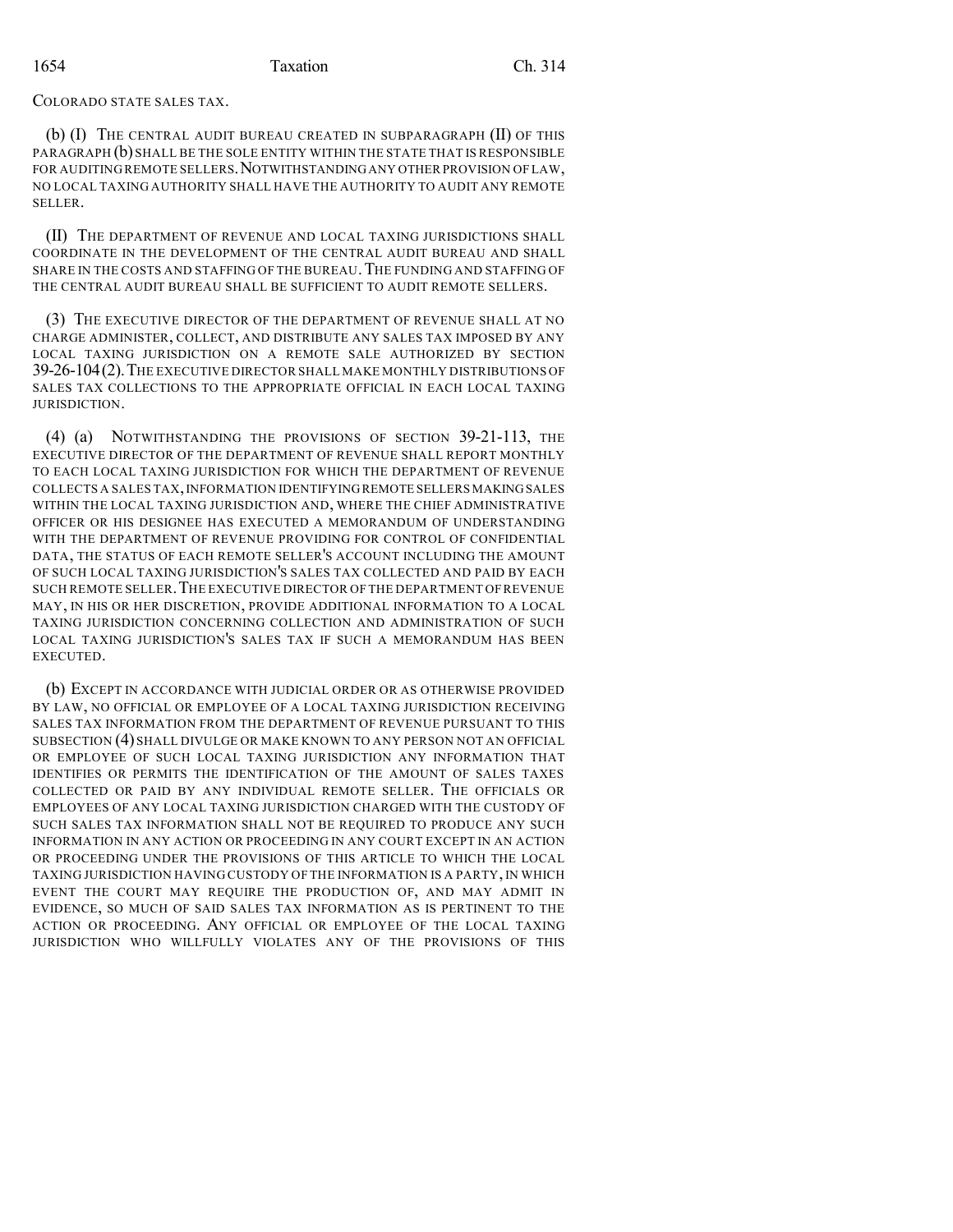COLORADO STATE SALES TAX.

(b) (I) THE CENTRAL AUDIT BUREAU CREATED IN SUBPARAGRAPH (II) OF THIS PARAGRAPH (b) SHALL BE THE SOLE ENTITY WITHIN THE STATE THAT IS RESPONSIBLE FOR AUDITING REMOTE SELLERS. NOTWITHSTANDING ANY OTHER PROVISION OF LAW, NO LOCAL TAXING AUTHORITY SHALL HAVE THE AUTHORITY TO AUDIT ANY REMOTE SELLER.

(II) THE DEPARTMENT OF REVENUE AND LOCAL TAXING JURISDICTIONS SHALL COORDINATE IN THE DEVELOPMENT OF THE CENTRAL AUDIT BUREAU AND SHALL SHARE IN THE COSTS AND STAFFING OF THE BUREAU. THE FUNDING AND STAFFING OF THE CENTRAL AUDIT BUREAU SHALL BE SUFFICIENT TO AUDIT REMOTE SELLERS.

(3) THE EXECUTIVE DIRECTOR OF THE DEPARTMENT OF REVENUE SHALL AT NO CHARGE ADMINISTER, COLLECT, AND DISTRIBUTE ANY SALES TAX IMPOSED BY ANY LOCAL TAXING JURISDICTION ON A REMOTE SALE AUTHORIZED BY SECTION 39-26-104 (2). THE EXECUTIVE DIRECTOR SHALL MAKE MONTHLY DISTRIBUTIONS OF SALES TAX COLLECTIONS TO THE APPROPRIATE OFFICIAL IN EACH LOCAL TAXING JURISDICTION.

(4) (a) NOTWITHSTANDING THE PROVISIONS OF SECTION 39-21-113, THE EXECUTIVE DIRECTOR OF THE DEPARTMENT OF REVENUE SHALL REPORT MONTHLY TO EACH LOCAL TAXING JURISDICTION FOR WHICH THE DEPARTMENT OF REVENUE COLLECTS A SALES TAX, INFORMATION IDENTIFYING REMOTE SELLERS MAKING SALES WITHIN THE LOCAL TAXING JURISDICTION AND, WHERE THE CHIEF ADMINISTRATIVE OFFICER OR HIS DESIGNEE HAS EXECUTED A MEMORANDUM OF UNDERSTANDING WITH THE DEPARTMENT OF REVENUE PROVIDING FOR CONTROL OF CONFIDENTIAL DATA, THE STATUS OF EACH REMOTE SELLER'S ACCOUNT INCLUDING THE AMOUNT OF SUCH LOCAL TAXING JURISDICTION'S SALES TAX COLLECTED AND PAID BY EACH SUCH REMOTE SELLER. THE EXECUTIVE DIRECTOR OF THE DEPARTMENT OF REVENUE MAY, IN HIS OR HER DISCRETION, PROVIDE ADDITIONAL INFORMATION TO A LOCAL TAXING JURISDICTION CONCERNING COLLECTION AND ADMINISTRATION OF SUCH LOCAL TAXING JURISDICTION'S SALES TAX IF SUCH A MEMORANDUM HAS BEEN EXECUTED.

(b) EXCEPT IN ACCORDANCE WITH JUDICIAL ORDER OR AS OTHERWISE PROVIDED BY LAW, NO OFFICIAL OR EMPLOYEE OF A LOCAL TAXING JURISDICTION RECEIVING SALES TAX INFORMATION FROM THE DEPARTMENT OF REVENUE PURSUANT TO THIS SUBSECTION (4) SHALL DIVULGE OR MAKE KNOWN TO ANY PERSON NOT AN OFFICIAL OR EMPLOYEE OF SUCH LOCAL TAXING JURISDICTION ANY INFORMATION THAT IDENTIFIES OR PERMITS THE IDENTIFICATION OF THE AMOUNT OF SALES TAXES COLLECTED OR PAID BY ANY INDIVIDUAL REMOTE SELLER. THE OFFICIALS OR EMPLOYEES OF ANY LOCAL TAXING JURISDICTION CHARGED WITH THE CUSTODY OF SUCH SALES TAX INFORMATION SHALL NOT BE REQUIRED TO PRODUCE ANY SUCH INFORMATION IN ANY ACTION OR PROCEEDING IN ANY COURT EXCEPT IN AN ACTION OR PROCEEDING UNDER THE PROVISIONS OF THIS ARTICLE TO WHICH THE LOCAL TAXING JURISDICTION HAVING CUSTODY OF THE INFORMATION IS A PARTY, IN WHICH EVENT THE COURT MAY REQUIRE THE PRODUCTION OF, AND MAY ADMIT IN EVIDENCE, SO MUCH OF SAID SALES TAX INFORMATION AS IS PERTINENT TO THE ACTION OR PROCEEDING. ANY OFFICIAL OR EMPLOYEE OF THE LOCAL TAXING JURISDICTION WHO WILLFULLY VIOLATES ANY OF THE PROVISIONS OF THIS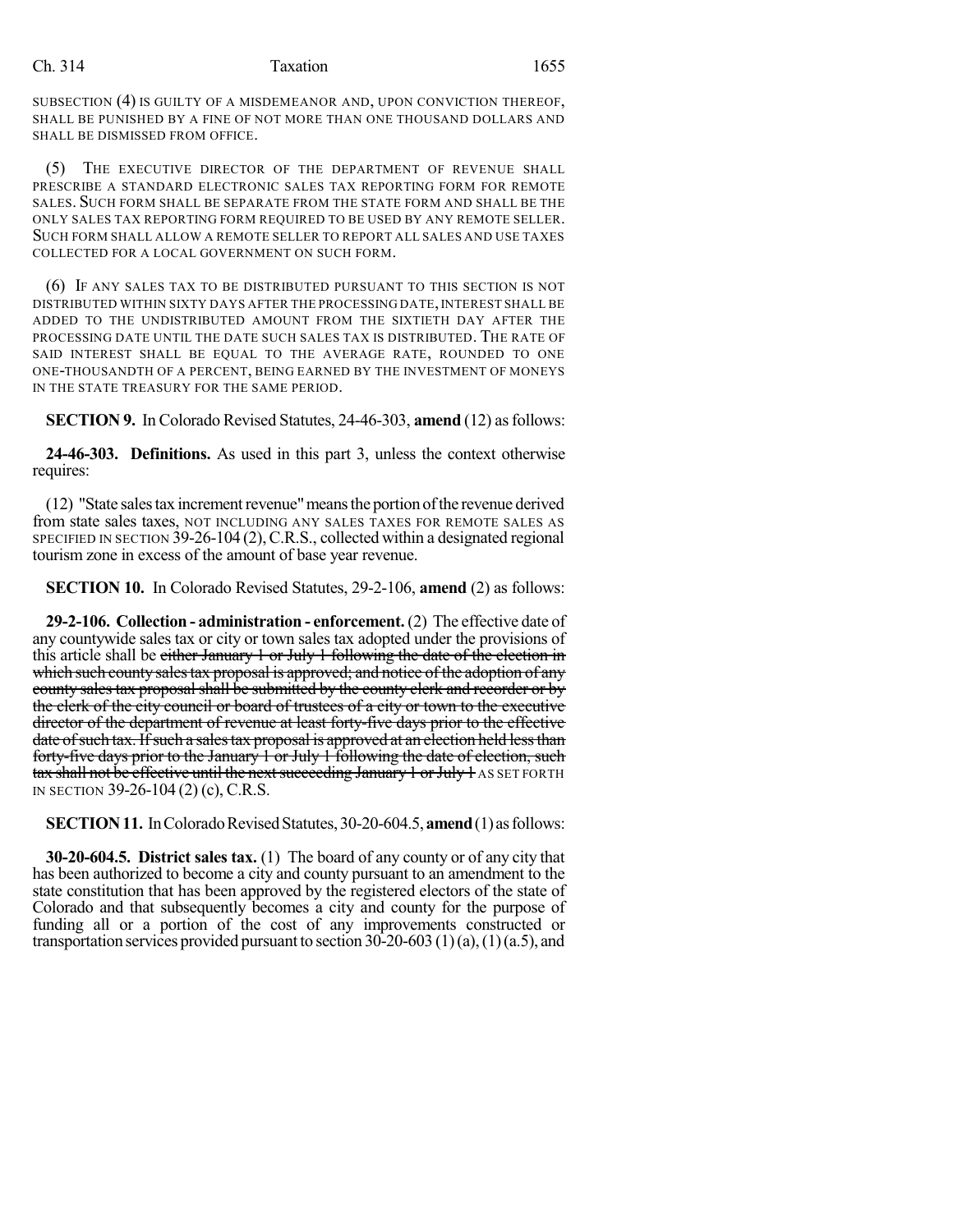SUBSECTION (4) IS GUILTY OF A MISDEMEANOR AND, UPON CONVICTION THEREOF, SHALL BE PUNISHED BY A FINE OF NOT MORE THAN ONE THOUSAND DOLLARS AND SHALL BE DISMISSED FROM OFFICE.

(5) THE EXECUTIVE DIRECTOR OF THE DEPARTMENT OF REVENUE SHALL PRESCRIBE A STANDARD ELECTRONIC SALES TAX REPORTING FORM FOR REMOTE SALES. SUCH FORM SHALL BE SEPARATE FROM THE STATE FORM AND SHALL BE THE ONLY SALES TAX REPORTING FORM REQUIRED TO BE USED BY ANY REMOTE SELLER. SUCH FORM SHALL ALLOW A REMOTE SELLER TO REPORT ALL SALES AND USE TAXES COLLECTED FOR A LOCAL GOVERNMENT ON SUCH FORM.

(6) IF ANY SALES TAX TO BE DISTRIBUTED PURSUANT TO THIS SECTION IS NOT DISTRIBUTED WITHIN SIXTY DAYS AFTER THE PROCESSING DATE, INTEREST SHALL BE ADDED TO THE UNDISTRIBUTED AMOUNT FROM THE SIXTIETH DAY AFTER THE PROCESSING DATE UNTIL THE DATE SUCH SALES TAX IS DISTRIBUTED. THE RATE OF SAID INTEREST SHALL BE EQUAL TO THE AVERAGE RATE, ROUNDED TO ONE ONE-THOUSANDTH OF A PERCENT, BEING EARNED BY THE INVESTMENT OF MONEYS IN THE STATE TREASURY FOR THE SAME PERIOD.

**SECTION 9.** In Colorado Revised Statutes, 24-46-303, **amend** (12) as follows:

**24-46-303. Definitions.** As used in this part 3, unless the context otherwise requires:

(12) "State sales tax increment revenue" means the portion of the revenue derived from state sales taxes, NOT INCLUDING ANY SALES TAXES FOR REMOTE SALES AS SPECIFIED IN SECTION 39-26-104 (2), C.R.S., collected within a designated regional tourism zone in excess of the amount of base year revenue.

**SECTION 10.** In Colorado Revised Statutes, 29-2-106, **amend** (2) as follows:

**29-2-106. Collection - administration - enforcement.** (2) The effective date of any countywide sales tax or city or town sales tax adopted under the provisions of this article shall be ~~either January 1 or July 1 following the date of the election in which such county sales tax proposal is approved; and notice of the adoption of any county sales tax proposal shall be submitted by the county clerk and recorder or by the clerk of the city council or board of trustees of a city or town to the executive director of the department of revenue at least forty-five days prior to the effective date of such tax. If such a sales tax proposal is approved at an election held less than forty-five days prior to the January 1 or July 1 following the date of election, such tax shall not be effective until the next succeeding January 1 or July 1~~ AS SET FORTH IN SECTION 39-26-104 (2) (c), C.R.S.

**SECTION 11.** In Colorado Revised Statutes, 30-20-604.5, **amend** (1) as follows:

**30-20-604.5. District sales tax.** (1) The board of any county or of any city that has been authorized to become a city and county pursuant to an amendment to the state constitution that has been approved by the registered electors of the state of Colorado and that subsequently becomes a city and county for the purpose of funding all or a portion of the cost of any improvements constructed or transportation services provided pursuant to section 30-20-603 (1) (a), (1) (a.5), and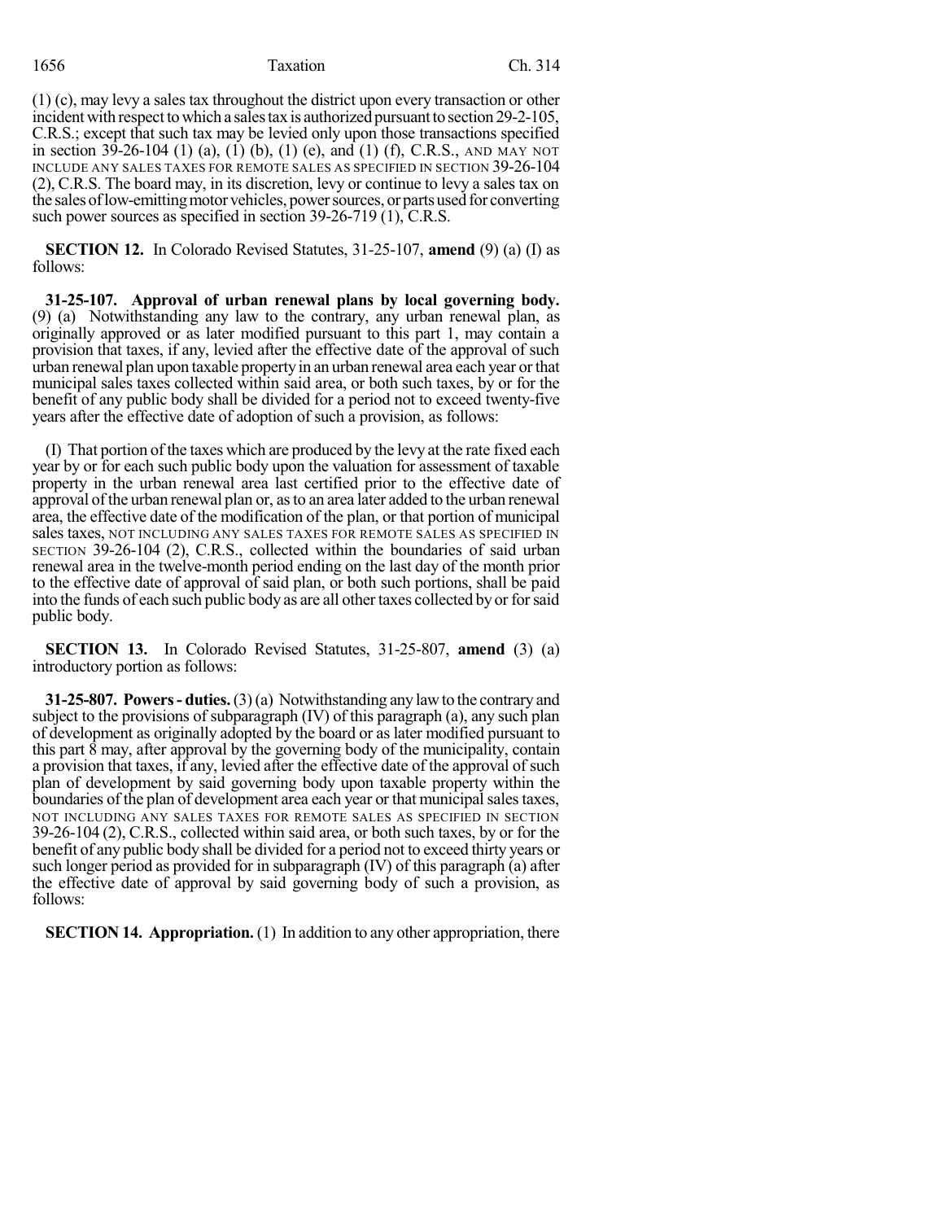(1) (c), may levy a sales tax throughout the district upon every transaction or other incident with respect to which a sales tax is authorized pursuant to section 29-2-105, C.R.S.; except that such tax may be levied only upon those transactions specified in section 39-26-104 (1) (a), (1) (b), (1) (e), and (1) (f), C.R.S., AND MAY NOT INCLUDE ANY SALES TAXES FOR REMOTE SALES AS SPECIFIED IN SECTION 39-26-104 (2), C.R.S. The board may, in its discretion, levy or continue to levy a sales tax on the sales of low-emitting motor vehicles, power sources, or parts used for converting such power sources as specified in section 39-26-719 (1), C.R.S.

**SECTION 12.** In Colorado Revised Statutes, 31-25-107, **amend** (9) (a) (I) as follows:

**31-25-107. Approval of urban renewal plans by local governing body.** (9) (a) Notwithstanding any law to the contrary, any urban renewal plan, as originally approved or as later modified pursuant to this part 1, may contain a provision that taxes, if any, levied after the effective date of the approval of such urban renewal plan upon taxable property in an urban renewal area each year or that municipal sales taxes collected within said area, or both such taxes, by or for the benefit of any public body shall be divided for a period not to exceed twenty-five years after the effective date of adoption of such a provision, as follows:

(I) That portion of the taxes which are produced by the levy at the rate fixed each year by or for each such public body upon the valuation for assessment of taxable property in the urban renewal area last certified prior to the effective date of approval of the urban renewal plan or, as to an area later added to the urban renewal area, the effective date of the modification of the plan, or that portion of municipal sales taxes, NOT INCLUDING ANY SALES TAXES FOR REMOTE SALES AS SPECIFIED IN SECTION 39-26-104 (2), C.R.S., collected within the boundaries of said urban renewal area in the twelve-month period ending on the last day of the month prior to the effective date of approval of said plan, or both such portions, shall be paid into the funds of each such public body as are all other taxes collected by or for said public body.

**SECTION 13.** In Colorado Revised Statutes, 31-25-807, **amend** (3) (a) introductory portion as follows:

**31-25-807. Powers - duties.** (3) (a) Notwithstanding any law to the contrary and subject to the provisions of subparagraph (IV) of this paragraph (a), any such plan of development as originally adopted by the board or as later modified pursuant to this part 8 may, after approval by the governing body of the municipality, contain a provision that taxes, if any, levied after the effective date of the approval of such plan of development by said governing body upon taxable property within the boundaries of the plan of development area each year or that municipal sales taxes, NOT INCLUDING ANY SALES TAXES FOR REMOTE SALES AS SPECIFIED IN SECTION 39-26-104 (2), C.R.S., collected within said area, or both such taxes, by or for the benefit of any public body shall be divided for a period not to exceed thirty years or such longer period as provided for in subparagraph (IV) of this paragraph (a) after the effective date of approval by said governing body of such a provision, as follows:

**SECTION 14. Appropriation.** (1) In addition to any other appropriation, there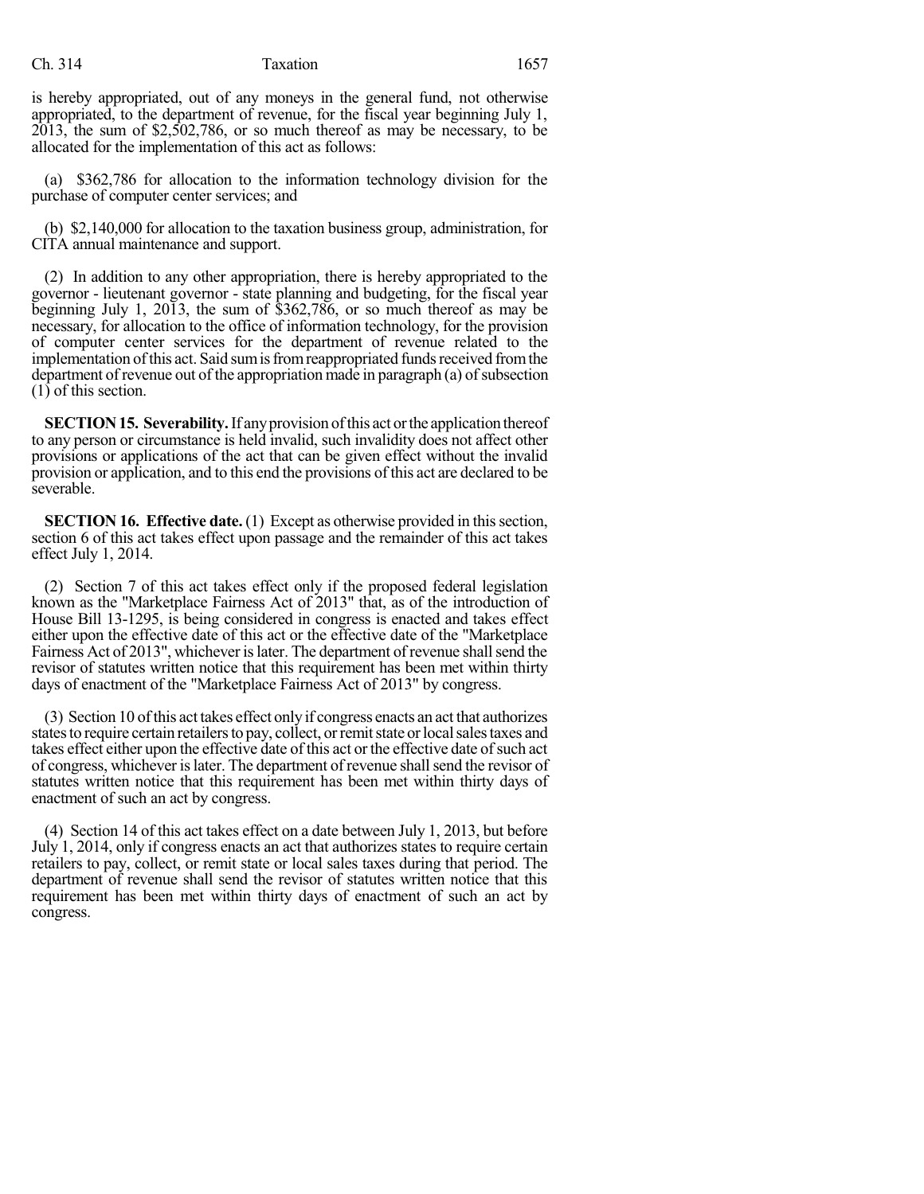is hereby appropriated, out of any moneys in the general fund, not otherwise appropriated, to the department of revenue, for the fiscal year beginning July 1, 2013, the sum of $2,502,786, or so much thereof as may be necessary, to be allocated for the implementation of this act as follows:

(a) $362,786 for allocation to the information technology division for the purchase of computer center services; and

(b) $2,140,000 for allocation to the taxation business group, administration, for CITA annual maintenance and support.

(2) In addition to any other appropriation, there is hereby appropriated to the governor - lieutenant governor - state planning and budgeting, for the fiscal year beginning July 1, 2013, the sum of $362,786, or so much thereof as may be necessary, for allocation to the office of information technology, for the provision of computer center services for the department of revenue related to the implementation of this act. Said sum is from reappropriated funds received from the department of revenue out of the appropriation made in paragraph (a) of subsection (1) of this section.

**SECTION 15. Severability.** If any provision of this act or the application thereof to any person or circumstance is held invalid, such invalidity does not affect other provisions or applications of the act that can be given effect without the invalid provision or application, and to this end the provisions of this act are declared to be severable.

**SECTION 16. Effective date.** (1) Except as otherwise provided in this section, section 6 of this act takes effect upon passage and the remainder of this act takes effect July 1, 2014.

(2) Section 7 of this act takes effect only if the proposed federal legislation known as the "Marketplace Fairness Act of 2013" that, as of the introduction of House Bill 13-1295, is being considered in congress is enacted and takes effect either upon the effective date of this act or the effective date of the "Marketplace Fairness Act of 2013", whichever is later. The department of revenue shall send the revisor of statutes written notice that this requirement has been met within thirty days of enactment of the "Marketplace Fairness Act of 2013" by congress.

(3) Section 10 of this act takes effect only if congress enacts an act that authorizes states to require certain retailers to pay, collect, or remit state or local sales taxes and takes effect either upon the effective date of this act or the effective date of such act of congress, whichever is later. The department of revenue shall send the revisor of statutes written notice that this requirement has been met within thirty days of enactment of such an act by congress.

(4) Section 14 of this act takes effect on a date between July 1, 2013, but before July 1, 2014, only if congress enacts an act that authorizes states to require certain retailers to pay, collect, or remit state or local sales taxes during that period. The department of revenue shall send the revisor of statutes written notice that this requirement has been met within thirty days of enactment of such an act by congress.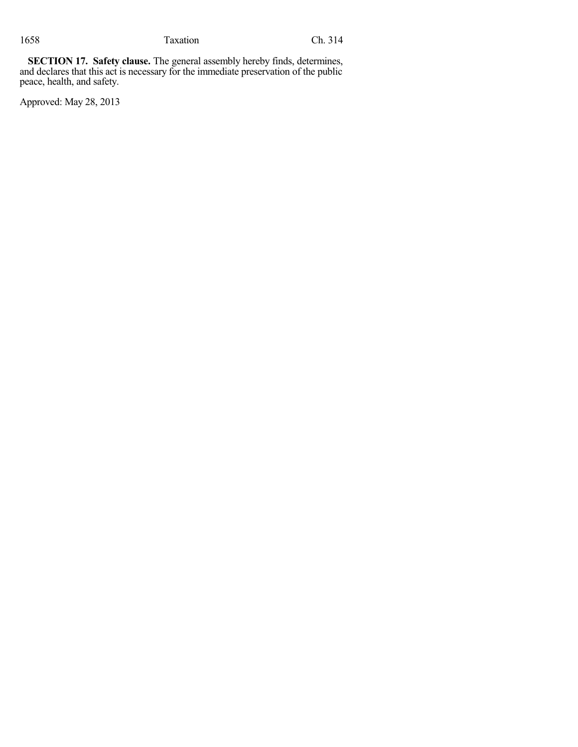**SECTION 17. Safety clause.** The general assembly hereby finds, determines, and declares that this act is necessary for the immediate preservation of the public peace, health, and safety.

Approved: May 28, 2013